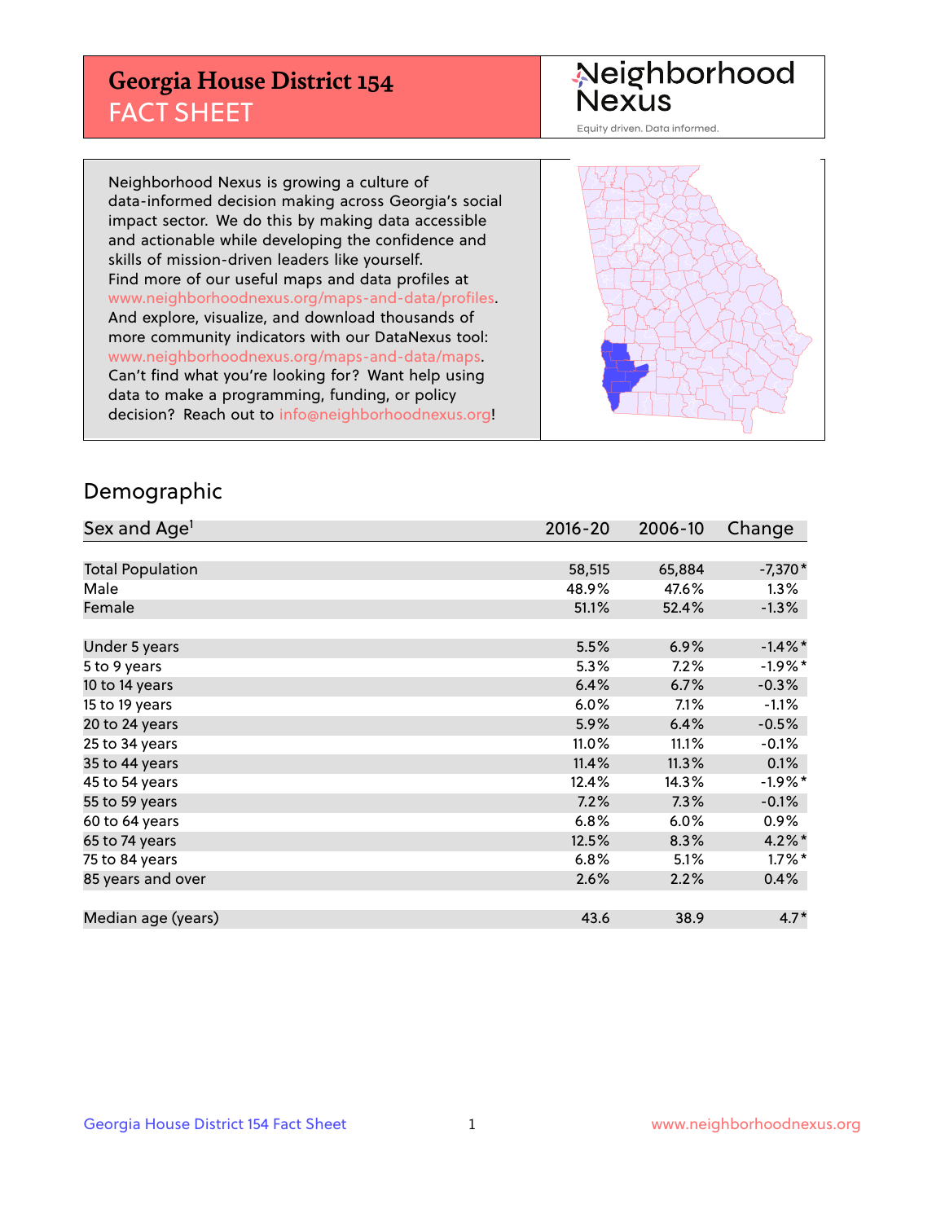# Georgia House District 154
## FACT SHEET

Neighborhood Nexus
Equity driven. Data informed.

Neighborhood Nexus is growing a culture of data-informed decision making across Georgia's social impact sector. We do this by making data accessible and actionable while developing the confidence and skills of mission-driven leaders like yourself. Find more of our useful maps and data profiles at www.neighborhoodnexus.org/maps-and-data/profiles. And explore, visualize, and download thousands of more community indicators with our DataNexus tool: www.neighborhoodnexus.org/maps-and-data/maps. Can't find what you're looking for? Want help using data to make a programming, funding, or policy decision? Reach out to info@neighborhoodnexus.org!

## Demographic

| Sex and Age[1] | 2016-20 | 2006-10 | Change |
|---|---|---|---|
| Total Population | 58,515 | 65,884 | -7,370* |
| Male | 48.9% | 47.6% | 1.3% |
| Female | 51.1% | 52.4% | -1.3% |
| Under 5 years | 5.5% | 6.9% | -1.4%* |
| 5 to 9 years | 5.3% | 7.2% | -1.9%* |
| 10 to 14 years | 6.4% | 6.7% | -0.3% |
| 15 to 19 years | 6.0% | 7.1% | -1.1% |
| 20 to 24 years | 5.9% | 6.4% | -0.5% |
| 25 to 34 years | 11.0% | 11.1% | -0.1% |
| 35 to 44 years | 11.4% | 11.3% | 0.1% |
| 45 to 54 years | 12.4% | 14.3% | -1.9%* |
| 55 to 59 years | 7.2% | 7.3% | -0.1% |
| 60 to 64 years | 6.8% | 6.0% | 0.9% |
| 65 to 74 years | 12.5% | 8.3% | 4.2%* |
| 75 to 84 years | 6.8% | 5.1% | 1.7%* |
| 85 years and over | 2.6% | 2.2% | 0.4% |
| Median age (years) | 43.6 | 38.9 | 4.7* |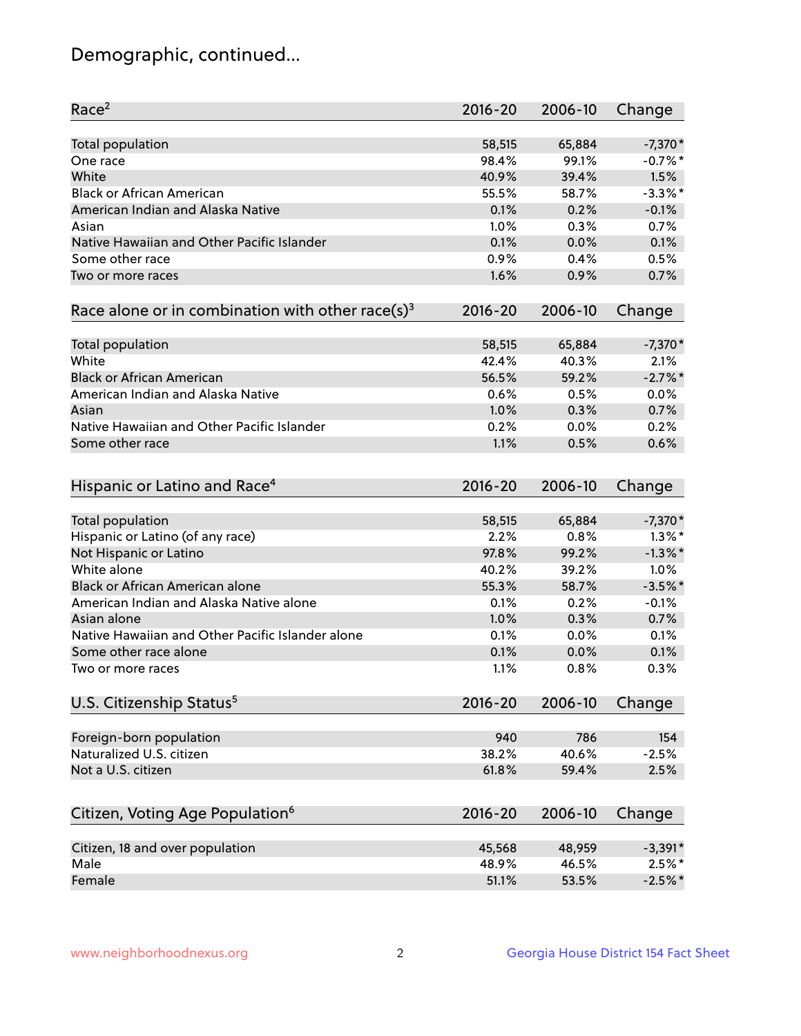## Demographic, continued...

| Race[2] | 2016-20 | 2006-10 | Change |
|---|---|---|---|
| Total population | 58,515 | 65,884 | -7,370* |
| One race | 98.4% | 99.1% | -0.7%* |
| White | 40.9% | 39.4% | 1.5% |
| Black or African American | 55.5% | 58.7% | -3.3%* |
| American Indian and Alaska Native | 0.1% | 0.2% | -0.1% |
| Asian | 1.0% | 0.3% | 0.7% |
| Native Hawaiian and Other Pacific Islander | 0.1% | 0.0% | 0.1% |
| Some other race | 0.9% | 0.4% | 0.5% |
| Two or more races | 1.6% | 0.9% | 0.7% |

| Race alone or in combination with other race(s)[3] | 2016-20 | 2006-10 | Change |
|---|---|---|---|
| Total population | 58,515 | 65,884 | -7,370* |
| White | 42.4% | 40.3% | 2.1% |
| Black or African American | 56.5% | 59.2% | -2.7%* |
| American Indian and Alaska Native | 0.6% | 0.5% | 0.0% |
| Asian | 1.0% | 0.3% | 0.7% |
| Native Hawaiian and Other Pacific Islander | 0.2% | 0.0% | 0.2% |
| Some other race | 1.1% | 0.5% | 0.6% |

| Hispanic or Latino and Race[4] | 2016-20 | 2006-10 | Change |
|---|---|---|---|
| Total population | 58,515 | 65,884 | -7,370* |
| Hispanic or Latino (of any race) | 2.2% | 0.8% | 1.3%* |
| Not Hispanic or Latino | 97.8% | 99.2% | -1.3%* |
| White alone | 40.2% | 39.2% | 1.0% |
| Black or African American alone | 55.3% | 58.7% | -3.5%* |
| American Indian and Alaska Native alone | 0.1% | 0.2% | -0.1% |
| Asian alone | 1.0% | 0.3% | 0.7% |
| Native Hawaiian and Other Pacific Islander alone | 0.1% | 0.0% | 0.1% |
| Some other race alone | 0.1% | 0.0% | 0.1% |
| Two or more races | 1.1% | 0.8% | 0.3% |

| U.S. Citizenship Status[5] | 2016-20 | 2006-10 | Change |
|---|---|---|---|
| Foreign-born population | 940 | 786 | 154 |
| Naturalized U.S. citizen | 38.2% | 40.6% | -2.5% |
| Not a U.S. citizen | 61.8% | 59.4% | 2.5% |

| Citizen, Voting Age Population[6] | 2016-20 | 2006-10 | Change |
|---|---|---|---|
| Citizen, 18 and over population | 45,568 | 48,959 | -3,391* |
| Male | 48.9% | 46.5% | 2.5%* |
| Female | 51.1% | 53.5% | -2.5%* |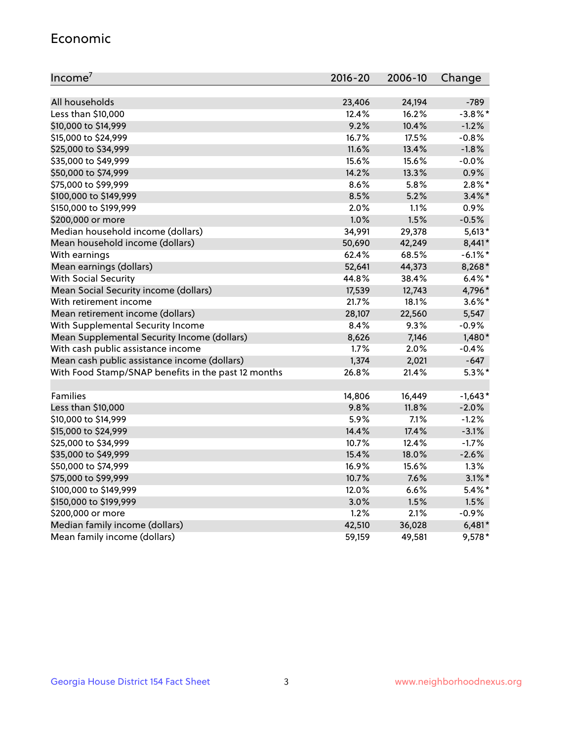## Economic

| Income[7] | 2016-20 | 2006-10 | Change |
|---|---|---|---|
| All households | 23,406 | 24,194 | -789 |
| Less than $10,000 | 12.4% | 16.2% | -3.8%* |
| $10,000 to $14,999 | 9.2% | 10.4% | -1.2% |
| $15,000 to $24,999 | 16.7% | 17.5% | -0.8% |
| $25,000 to $34,999 | 11.6% | 13.4% | -1.8% |
| $35,000 to $49,999 | 15.6% | 15.6% | -0.0% |
| $50,000 to $74,999 | 14.2% | 13.3% | 0.9% |
| $75,000 to $99,999 | 8.6% | 5.8% | 2.8%* |
| $100,000 to $149,999 | 8.5% | 5.2% | 3.4%* |
| $150,000 to $199,999 | 2.0% | 1.1% | 0.9% |
| $200,000 or more | 1.0% | 1.5% | -0.5% |
| Median household income (dollars) | 34,991 | 29,378 | 5,613* |
| Mean household income (dollars) | 50,690 | 42,249 | 8,441* |
| With earnings | 62.4% | 68.5% | -6.1%* |
| Mean earnings (dollars) | 52,641 | 44,373 | 8,268* |
| With Social Security | 44.8% | 38.4% | 6.4%* |
| Mean Social Security income (dollars) | 17,539 | 12,743 | 4,796* |
| With retirement income | 21.7% | 18.1% | 3.6%* |
| Mean retirement income (dollars) | 28,107 | 22,560 | 5,547 |
| With Supplemental Security Income | 8.4% | 9.3% | -0.9% |
| Mean Supplemental Security Income (dollars) | 8,626 | 7,146 | 1,480* |
| With cash public assistance income | 1.7% | 2.0% | -0.4% |
| Mean cash public assistance income (dollars) | 1,374 | 2,021 | -647 |
| With Food Stamp/SNAP benefits in the past 12 months | 26.8% | 21.4% | 5.3%* |
| | | | |
| Families | 14,806 | 16,449 | -1,643* |
| Less than $10,000 | 9.8% | 11.8% | -2.0% |
| $10,000 to $14,999 | 5.9% | 7.1% | -1.2% |
| $15,000 to $24,999 | 14.4% | 17.4% | -3.1% |
| $25,000 to $34,999 | 10.7% | 12.4% | -1.7% |
| $35,000 to $49,999 | 15.4% | 18.0% | -2.6% |
| $50,000 to $74,999 | 16.9% | 15.6% | 1.3% |
| $75,000 to $99,999 | 10.7% | 7.6% | 3.1%* |
| $100,000 to $149,999 | 12.0% | 6.6% | 5.4%* |
| $150,000 to $199,999 | 3.0% | 1.5% | 1.5% |
| $200,000 or more | 1.2% | 2.1% | -0.9% |
| Median family income (dollars) | 42,510 | 36,028 | 6,481* |
| Mean family income (dollars) | 59,159 | 49,581 | 9,578* |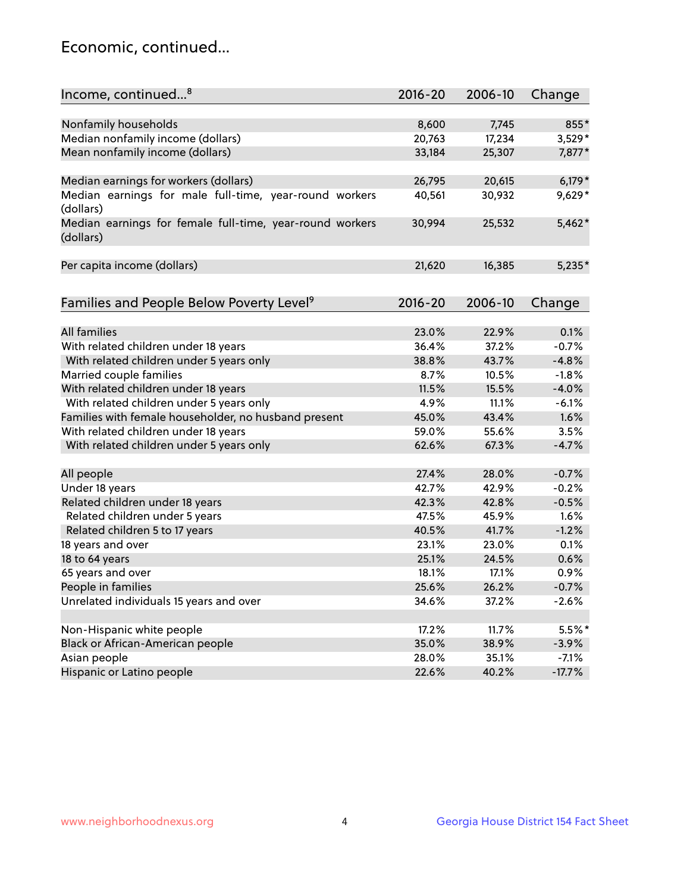## Economic, continued...

| Income, continued...[8] | 2016-20 | 2006-10 | Change |
|---|---|---|---|
| Nonfamily households | 8,600 | 7,745 | 855* |
| Median nonfamily income (dollars) | 20,763 | 17,234 | 3,529* |
| Mean nonfamily income (dollars) | 33,184 | 25,307 | 7,877* |
| Median earnings for workers (dollars) | 26,795 | 20,615 | 6,179* |
| Median earnings for male full-time, year-round workers (dollars) | 40,561 | 30,932 | 9,629* |
| Median earnings for female full-time, year-round workers (dollars) | 30,994 | 25,532 | 5,462* |
| Per capita income (dollars) | 21,620 | 16,385 | 5,235* |

| Families and People Below Poverty Level[9] | 2016-20 | 2006-10 | Change |
|---|---|---|---|
| All families | 23.0% | 22.9% | 0.1% |
| With related children under 18 years | 36.4% | 37.2% | -0.7% |
| With related children under 5 years only | 38.8% | 43.7% | -4.8% |
| Married couple families | 8.7% | 10.5% | -1.8% |
| With related children under 18 years | 11.5% | 15.5% | -4.0% |
| With related children under 5 years only | 4.9% | 11.1% | -6.1% |
| Families with female householder, no husband present | 45.0% | 43.4% | 1.6% |
| With related children under 18 years | 59.0% | 55.6% | 3.5% |
| With related children under 5 years only | 62.6% | 67.3% | -4.7% |
| All people | 27.4% | 28.0% | -0.7% |
| Under 18 years | 42.7% | 42.9% | -0.2% |
| Related children under 18 years | 42.3% | 42.8% | -0.5% |
| Related children under 5 years | 47.5% | 45.9% | 1.6% |
| Related children 5 to 17 years | 40.5% | 41.7% | -1.2% |
| 18 years and over | 23.1% | 23.0% | 0.1% |
| 18 to 64 years | 25.1% | 24.5% | 0.6% |
| 65 years and over | 18.1% | 17.1% | 0.9% |
| People in families | 25.6% | 26.2% | -0.7% |
| Unrelated individuals 15 years and over | 34.6% | 37.2% | -2.6% |
| Non-Hispanic white people | 17.2% | 11.7% | 5.5%* |
| Black or African-American people | 35.0% | 38.9% | -3.9% |
| Asian people | 28.0% | 35.1% | -7.1% |
| Hispanic or Latino people | 22.6% | 40.2% | -17.7% |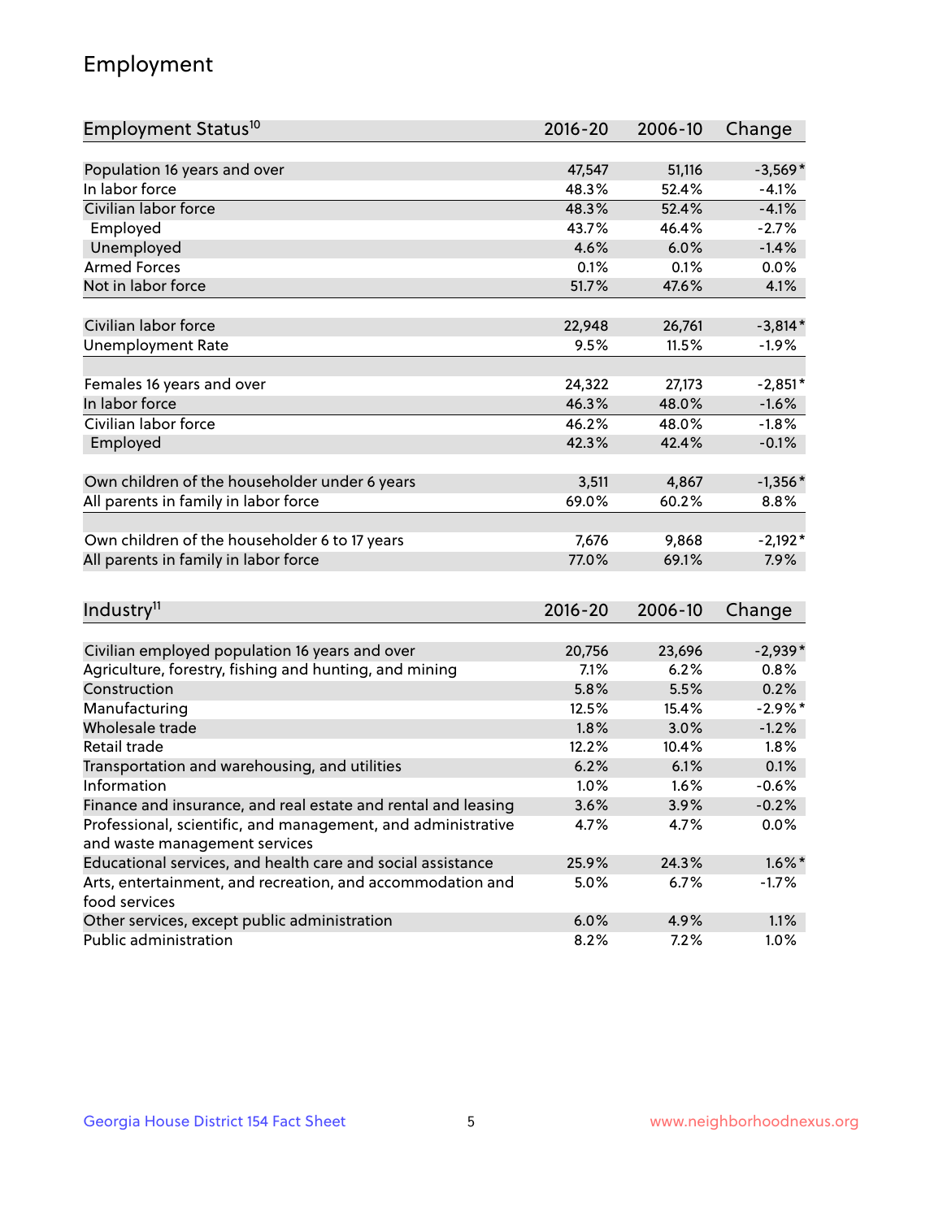## Employment

| Employment Status[10] | 2016-20 | 2006-10 | Change |
|---|---|---|---|
| Population 16 years and over | 47,547 | 51,116 | -3,569* |
| In labor force | 48.3% | 52.4% | -4.1% |
| Civilian labor force | 48.3% | 52.4% | -4.1% |
| Employed | 43.7% | 46.4% | -2.7% |
| Unemployed | 4.6% | 6.0% | -1.4% |
| Armed Forces | 0.1% | 0.1% | 0.0% |
| Not in labor force | 51.7% | 47.6% | 4.1% |
| | | | |
| Civilian labor force | 22,948 | 26,761 | -3,814* |
| Unemployment Rate | 9.5% | 11.5% | -1.9% |
| | | | |
| Females 16 years and over | 24,322 | 27,173 | -2,851* |
| In labor force | 46.3% | 48.0% | -1.6% |
| Civilian labor force | 46.2% | 48.0% | -1.8% |
| Employed | 42.3% | 42.4% | -0.1% |
| | | | |
| Own children of the householder under 6 years | 3,511 | 4,867 | -1,356* |
| All parents in family in labor force | 69.0% | 60.2% | 8.8% |
| | | | |
| Own children of the householder 6 to 17 years | 7,676 | 9,868 | -2,192* |
| All parents in family in labor force | 77.0% | 69.1% | 7.9% |

| Industry[11] | 2016-20 | 2006-10 | Change |
|---|---|---|---|
| Civilian employed population 16 years and over | 20,756 | 23,696 | -2,939* |
| Agriculture, forestry, fishing and hunting, and mining | 7.1% | 6.2% | 0.8% |
| Construction | 5.8% | 5.5% | 0.2% |
| Manufacturing | 12.5% | 15.4% | -2.9%* |
| Wholesale trade | 1.8% | 3.0% | -1.2% |
| Retail trade | 12.2% | 10.4% | 1.8% |
| Transportation and warehousing, and utilities | 6.2% | 6.1% | 0.1% |
| Information | 1.0% | 1.6% | -0.6% |
| Finance and insurance, and real estate and rental and leasing | 3.6% | 3.9% | -0.2% |
| Professional, scientific, and management, and administrative and waste management services | 4.7% | 4.7% | 0.0% |
| Educational services, and health care and social assistance | 25.9% | 24.3% | 1.6%* |
| Arts, entertainment, and recreation, and accommodation and food services | 5.0% | 6.7% | -1.7% |
| Other services, except public administration | 6.0% | 4.9% | 1.1% |
| Public administration | 8.2% | 7.2% | 1.0% |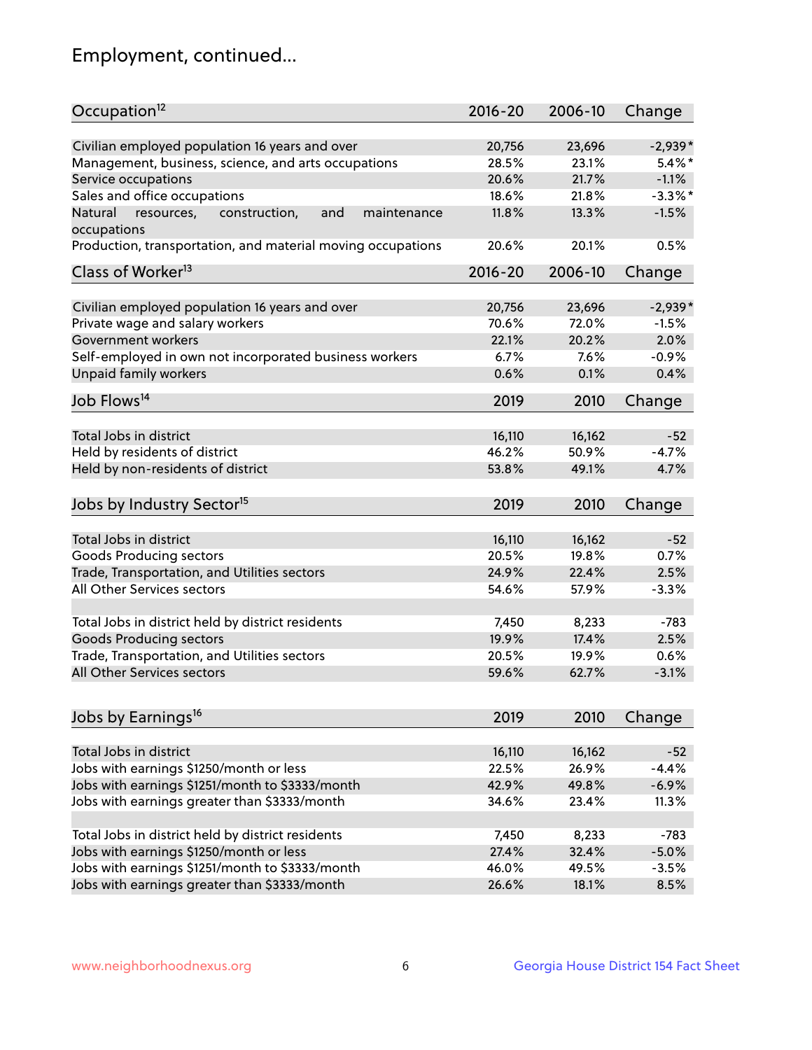# Employment, continued...

| Occupation[12] | 2016-20 | 2006-10 | Change |
|---|---|---|---|
| Civilian employed population 16 years and over | 20,756 | 23,696 | -2,939* |
| Management, business, science, and arts occupations | 28.5% | 23.1% | 5.4%* |
| Service occupations | 20.6% | 21.7% | -1.1% |
| Sales and office occupations | 18.6% | 21.8% | -3.3%* |
| Natural resources, construction, and maintenance occupations | 11.8% | 13.3% | -1.5% |
| Production, transportation, and material moving occupations | 20.6% | 20.1% | 0.5% |

| Class of Worker[13] | 2016-20 | 2006-10 | Change |
|---|---|---|---|
| Civilian employed population 16 years and over | 20,756 | 23,696 | -2,939* |
| Private wage and salary workers | 70.6% | 72.0% | -1.5% |
| Government workers | 22.1% | 20.2% | 2.0% |
| Self-employed in own not incorporated business workers | 6.7% | 7.6% | -0.9% |
| Unpaid family workers | 0.6% | 0.1% | 0.4% |

| Job Flows[14] | 2019 | 2010 | Change |
|---|---|---|---|
| Total Jobs in district | 16,110 | 16,162 | -52 |
| Held by residents of district | 46.2% | 50.9% | -4.7% |
| Held by non-residents of district | 53.8% | 49.1% | 4.7% |

| Jobs by Industry Sector[15] | 2019 | 2010 | Change |
|---|---|---|---|
| Total Jobs in district | 16,110 | 16,162 | -52 |
| Goods Producing sectors | 20.5% | 19.8% | 0.7% |
| Trade, Transportation, and Utilities sectors | 24.9% | 22.4% | 2.5% |
| All Other Services sectors | 54.6% | 57.9% | -3.3% |
| | | | |
| Total Jobs in district held by district residents | 7,450 | 8,233 | -783 |
| Goods Producing sectors | 19.9% | 17.4% | 2.5% |
| Trade, Transportation, and Utilities sectors | 20.5% | 19.9% | 0.6% |
| All Other Services sectors | 59.6% | 62.7% | -3.1% |

| Jobs by Earnings[16] | 2019 | 2010 | Change |
|---|---|---|---|
| Total Jobs in district | 16,110 | 16,162 | -52 |
| Jobs with earnings $1250/month or less | 22.5% | 26.9% | -4.4% |
| Jobs with earnings $1251/month to $3333/month | 42.9% | 49.8% | -6.9% |
| Jobs with earnings greater than $3333/month | 34.6% | 23.4% | 11.3% |
| | | | |
| Total Jobs in district held by district residents | 7,450 | 8,233 | -783 |
| Jobs with earnings $1250/month or less | 27.4% | 32.4% | -5.0% |
| Jobs with earnings $1251/month to $3333/month | 46.0% | 49.5% | -3.5% |
| Jobs with earnings greater than $3333/month | 26.6% | 18.1% | 8.5% |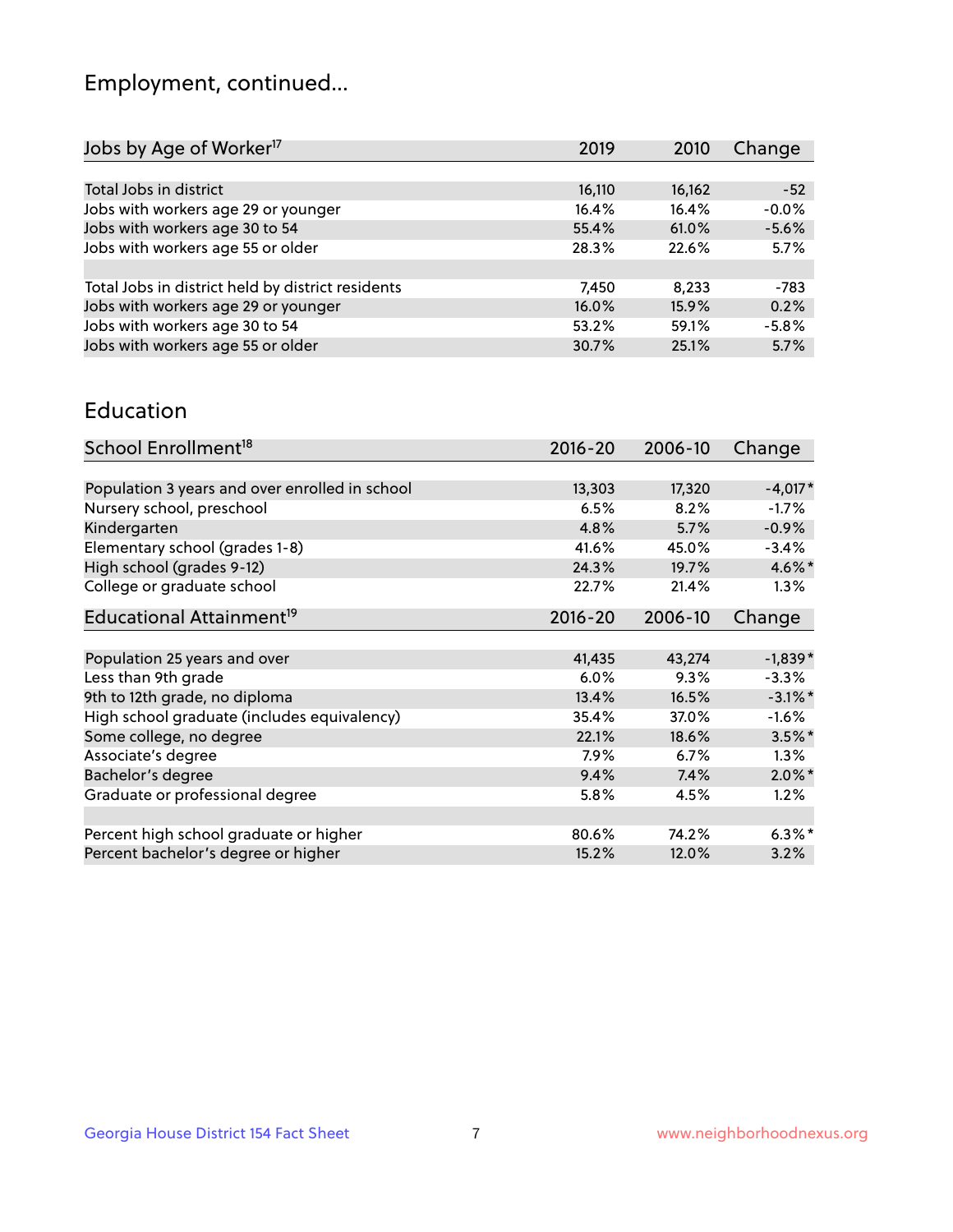## Employment, continued...

| Jobs by Age of Worker[17] | 2019 | 2010 | Change |
|---|---|---|---|
| | | | |
| Total Jobs in district | 16,110 | 16,162 | -52 |
| Jobs with workers age 29 or younger | 16.4% | 16.4% | -0.0% |
| Jobs with workers age 30 to 54 | 55.4% | 61.0% | -5.6% |
| Jobs with workers age 55 or older | 28.3% | 22.6% | 5.7% |
| | | | |
| Total Jobs in district held by district residents | 7,450 | 8,233 | -783 |
| Jobs with workers age 29 or younger | 16.0% | 15.9% | 0.2% |
| Jobs with workers age 30 to 54 | 53.2% | 59.1% | -5.8% |
| Jobs with workers age 55 or older | 30.7% | 25.1% | 5.7% |

## Education

| School Enrollment[18] | 2016-20 | 2006-10 | Change |
|---|---|---|---|
| | | | |
| Population 3 years and over enrolled in school | 13,303 | 17,320 | -4,017* |
| Nursery school, preschool | 6.5% | 8.2% | -1.7% |
| Kindergarten | 4.8% | 5.7% | -0.9% |
| Elementary school (grades 1-8) | 41.6% | 45.0% | -3.4% |
| High school (grades 9-12) | 24.3% | 19.7% | 4.6%* |
| College or graduate school | 22.7% | 21.4% | 1.3% |

| Educational Attainment[19] | 2016-20 | 2006-10 | Change |
|---|---|---|---|
| | | | |
| Population 25 years and over | 41,435 | 43,274 | -1,839* |
| Less than 9th grade | 6.0% | 9.3% | -3.3% |
| 9th to 12th grade, no diploma | 13.4% | 16.5% | -3.1%* |
| High school graduate (includes equivalency) | 35.4% | 37.0% | -1.6% |
| Some college, no degree | 22.1% | 18.6% | 3.5%* |
| Associate's degree | 7.9% | 6.7% | 1.3% |
| Bachelor's degree | 9.4% | 7.4% | 2.0%* |
| Graduate or professional degree | 5.8% | 4.5% | 1.2% |
| | | | |
| Percent high school graduate or higher | 80.6% | 74.2% | 6.3%* |
| Percent bachelor's degree or higher | 15.2% | 12.0% | 3.2% |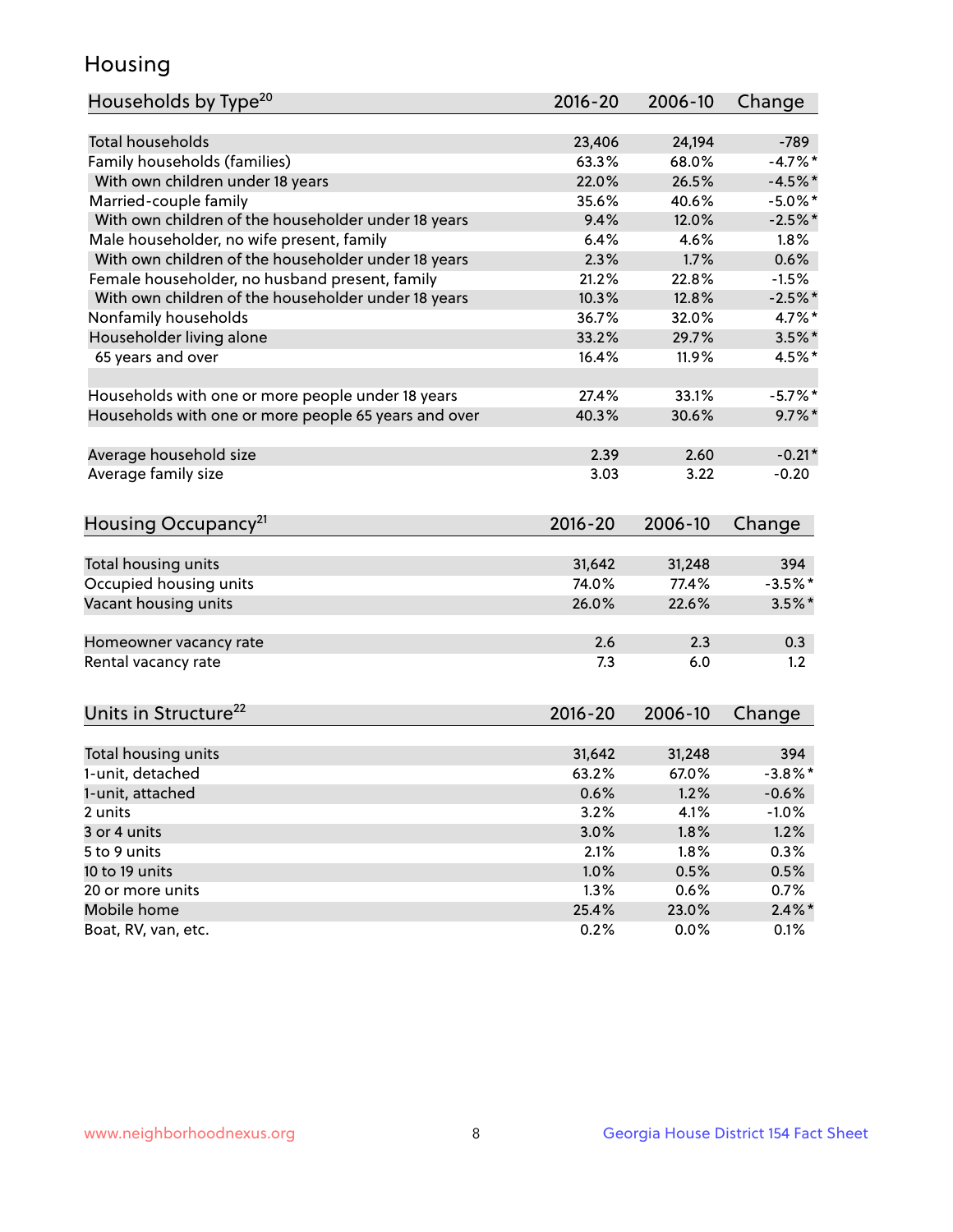## Housing

| Households by Type[20] | 2016-20 | 2006-10 | Change |
|---|---|---|---|
| Total households | 23,406 | 24,194 | -789 |
| Family households (families) | 63.3% | 68.0% | -4.7%* |
| With own children under 18 years | 22.0% | 26.5% | -4.5%* |
| Married-couple family | 35.6% | 40.6% | -5.0%* |
| With own children of the householder under 18 years | 9.4% | 12.0% | -2.5%* |
| Male householder, no wife present, family | 6.4% | 4.6% | 1.8% |
| With own children of the householder under 18 years | 2.3% | 1.7% | 0.6% |
| Female householder, no husband present, family | 21.2% | 22.8% | -1.5% |
| With own children of the householder under 18 years | 10.3% | 12.8% | -2.5%* |
| Nonfamily households | 36.7% | 32.0% | 4.7%* |
| Householder living alone | 33.2% | 29.7% | 3.5%* |
| 65 years and over | 16.4% | 11.9% | 4.5%* |
| | | | |
| Households with one or more people under 18 years | 27.4% | 33.1% | -5.7%* |
| Households with one or more people 65 years and over | 40.3% | 30.6% | 9.7%* |
| | | | |
| Average household size | 2.39 | 2.60 | -0.21* |
| Average family size | 3.03 | 3.22 | -0.20 |

| Housing Occupancy[21] | 2016-20 | 2006-10 | Change |
|---|---|---|---|
| Total housing units | 31,642 | 31,248 | 394 |
| Occupied housing units | 74.0% | 77.4% | -3.5%* |
| Vacant housing units | 26.0% | 22.6% | 3.5%* |
| | | | |
| Homeowner vacancy rate | 2.6 | 2.3 | 0.3 |
| Rental vacancy rate | 7.3 | 6.0 | 1.2 |

| Units in Structure[22] | 2016-20 | 2006-10 | Change |
|---|---|---|---|
| Total housing units | 31,642 | 31,248 | 394 |
| 1-unit, detached | 63.2% | 67.0% | -3.8%* |
| 1-unit, attached | 0.6% | 1.2% | -0.6% |
| 2 units | 3.2% | 4.1% | -1.0% |
| 3 or 4 units | 3.0% | 1.8% | 1.2% |
| 5 to 9 units | 2.1% | 1.8% | 0.3% |
| 10 to 19 units | 1.0% | 0.5% | 0.5% |
| 20 or more units | 1.3% | 0.6% | 0.7% |
| Mobile home | 25.4% | 23.0% | 2.4%* |
| Boat, RV, van, etc. | 0.2% | 0.0% | 0.1% |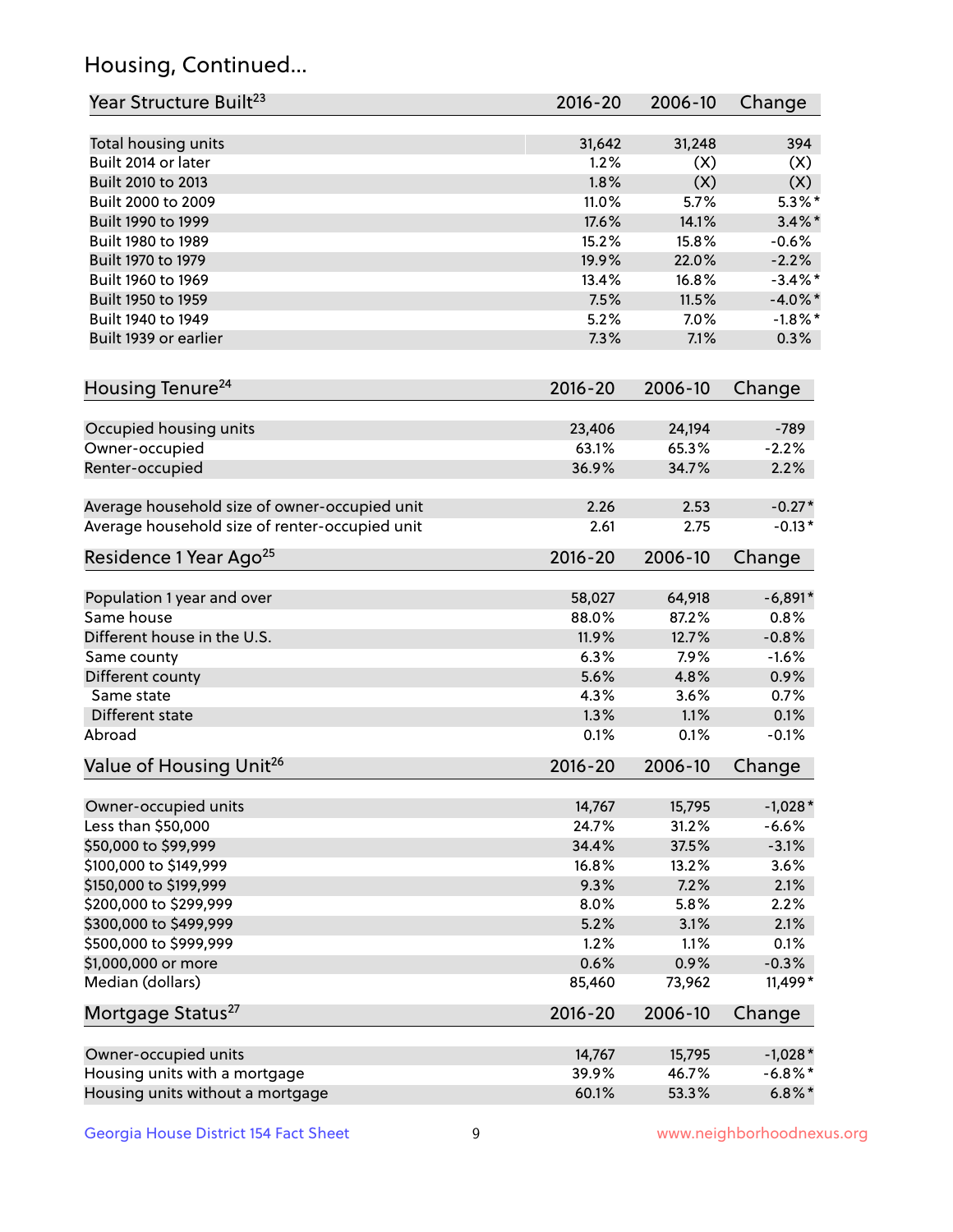## Housing, Continued...

| Year Structure Built[23] | 2016-20 | 2006-10 | Change |
|---|---|---|---|
| Total housing units | 31,642 | 31,248 | 394 |
| Built 2014 or later | 1.2% | (X) | (X) |
| Built 2010 to 2013 | 1.8% | (X) | (X) |
| Built 2000 to 2009 | 11.0% | 5.7% | 5.3%* |
| Built 1990 to 1999 | 17.6% | 14.1% | 3.4%* |
| Built 1980 to 1989 | 15.2% | 15.8% | -0.6% |
| Built 1970 to 1979 | 19.9% | 22.0% | -2.2% |
| Built 1960 to 1969 | 13.4% | 16.8% | -3.4%* |
| Built 1950 to 1959 | 7.5% | 11.5% | -4.0%* |
| Built 1940 to 1949 | 5.2% | 7.0% | -1.8%* |
| Built 1939 or earlier | 7.3% | 7.1% | 0.3% |

| Housing Tenure[24] | 2016-20 | 2006-10 | Change |
|---|---|---|---|
| Occupied housing units | 23,406 | 24,194 | -789 |
| Owner-occupied | 63.1% | 65.3% | -2.2% |
| Renter-occupied | 36.9% | 34.7% | 2.2% |
| Average household size of owner-occupied unit | 2.26 | 2.53 | -0.27* |
| Average household size of renter-occupied unit | 2.61 | 2.75 | -0.13* |

| Residence 1 Year Ago[25] | 2016-20 | 2006-10 | Change |
|---|---|---|---|
| Population 1 year and over | 58,027 | 64,918 | -6,891* |
| Same house | 88.0% | 87.2% | 0.8% |
| Different house in the U.S. | 11.9% | 12.7% | -0.8% |
| Same county | 6.3% | 7.9% | -1.6% |
| Different county | 5.6% | 4.8% | 0.9% |
| Same state | 4.3% | 3.6% | 0.7% |
| Different state | 1.3% | 1.1% | 0.1% |
| Abroad | 0.1% | 0.1% | -0.1% |

| Value of Housing Unit[26] | 2016-20 | 2006-10 | Change |
|---|---|---|---|
| Owner-occupied units | 14,767 | 15,795 | -1,028* |
| Less than $50,000 | 24.7% | 31.2% | -6.6% |
| $50,000 to $99,999 | 34.4% | 37.5% | -3.1% |
| $100,000 to $149,999 | 16.8% | 13.2% | 3.6% |
| $150,000 to $199,999 | 9.3% | 7.2% | 2.1% |
| $200,000 to $299,999 | 8.0% | 5.8% | 2.2% |
| $300,000 to $499,999 | 5.2% | 3.1% | 2.1% |
| $500,000 to $999,999 | 1.2% | 1.1% | 0.1% |
| $1,000,000 or more | 0.6% | 0.9% | -0.3% |
| Median (dollars) | 85,460 | 73,962 | 11,499* |

| Mortgage Status[27] | 2016-20 | 2006-10 | Change |
|---|---|---|---|
| Owner-occupied units | 14,767 | 15,795 | -1,028* |
| Housing units with a mortgage | 39.9% | 46.7% | -6.8%* |
| Housing units without a mortgage | 60.1% | 53.3% | 6.8%* |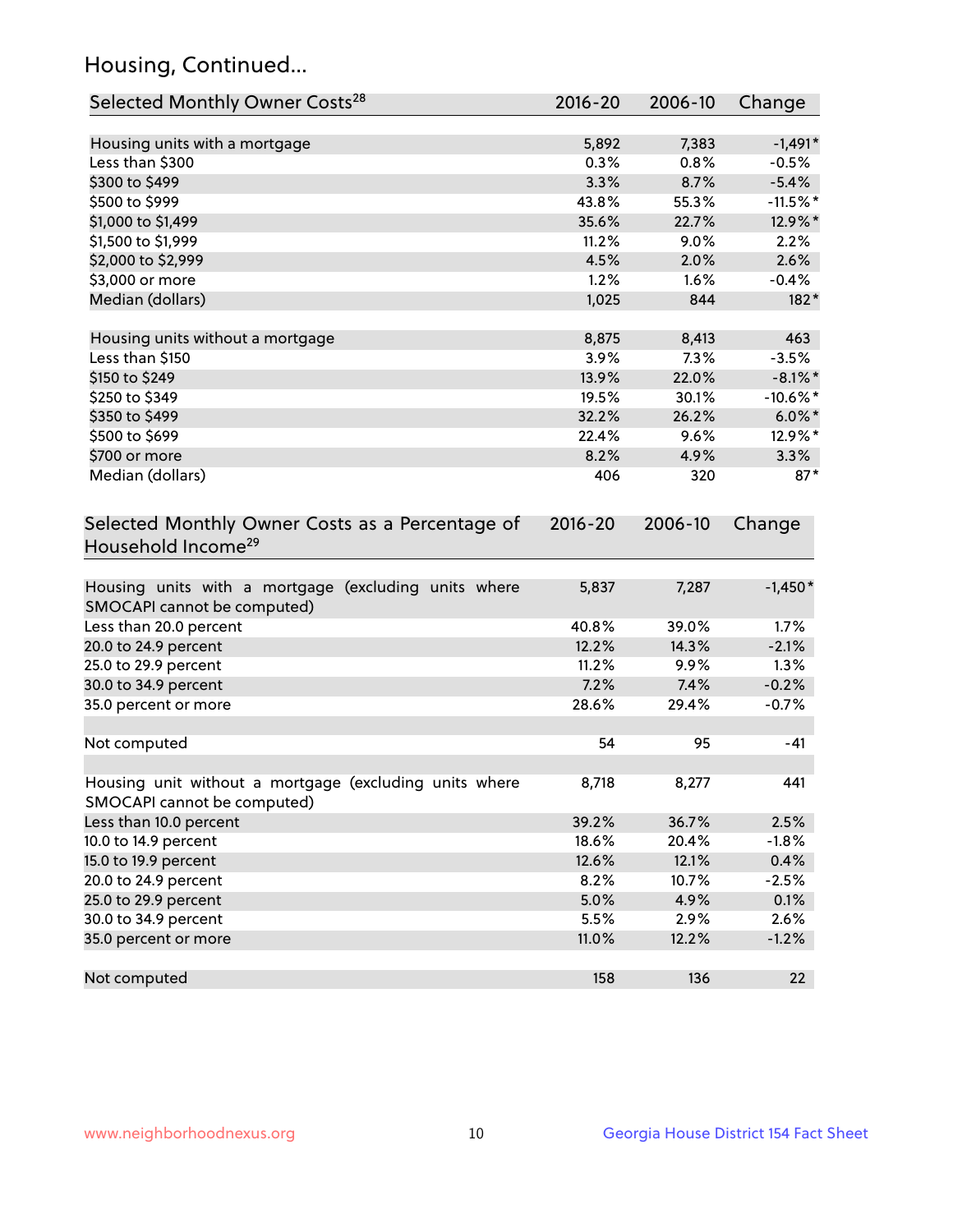## Housing, Continued...

| Selected Monthly Owner Costs[28] | 2016-20 | 2006-10 | Change |
|---|---|---|---|
| Housing units with a mortgage | 5,892 | 7,383 | -1,491* |
| Less than $300 | 0.3% | 0.8% | -0.5% |
| $300 to $499 | 3.3% | 8.7% | -5.4% |
| $500 to $999 | 43.8% | 55.3% | -11.5%* |
| $1,000 to $1,499 | 35.6% | 22.7% | 12.9%* |
| $1,500 to $1,999 | 11.2% | 9.0% | 2.2% |
| $2,000 to $2,999 | 4.5% | 2.0% | 2.6% |
| $3,000 or more | 1.2% | 1.6% | -0.4% |
| Median (dollars) | 1,025 | 844 | 182* |
| | | | |
| Housing units without a mortgage | 8,875 | 8,413 | 463 |
| Less than $150 | 3.9% | 7.3% | -3.5% |
| $150 to $249 | 13.9% | 22.0% | -8.1%* |
| $250 to $349 | 19.5% | 30.1% | -10.6%* |
| $350 to $499 | 32.2% | 26.2% | 6.0%* |
| $500 to $699 | 22.4% | 9.6% | 12.9%* |
| $700 or more | 8.2% | 4.9% | 3.3% |
| Median (dollars) | 406 | 320 | 87* |

| Selected Monthly Owner Costs as a Percentage of Household Income[29] | 2016-20 | 2006-10 | Change |
|---|---|---|---|
| Housing units with a mortgage (excluding units where SMOCAPI cannot be computed) | 5,837 | 7,287 | -1,450* |
| Less than 20.0 percent | 40.8% | 39.0% | 1.7% |
| 20.0 to 24.9 percent | 12.2% | 14.3% | -2.1% |
| 25.0 to 29.9 percent | 11.2% | 9.9% | 1.3% |
| 30.0 to 34.9 percent | 7.2% | 7.4% | -0.2% |
| 35.0 percent or more | 28.6% | 29.4% | -0.7% |
| | | | |
| Not computed | 54 | 95 | -41 |
| | | | |
| Housing unit without a mortgage (excluding units where SMOCAPI cannot be computed) | 8,718 | 8,277 | 441 |
| Less than 10.0 percent | 39.2% | 36.7% | 2.5% |
| 10.0 to 14.9 percent | 18.6% | 20.4% | -1.8% |
| 15.0 to 19.9 percent | 12.6% | 12.1% | 0.4% |
| 20.0 to 24.9 percent | 8.2% | 10.7% | -2.5% |
| 25.0 to 29.9 percent | 5.0% | 4.9% | 0.1% |
| 30.0 to 34.9 percent | 5.5% | 2.9% | 2.6% |
| 35.0 percent or more | 11.0% | 12.2% | -1.2% |
| | | | |
| Not computed | 158 | 136 | 22 |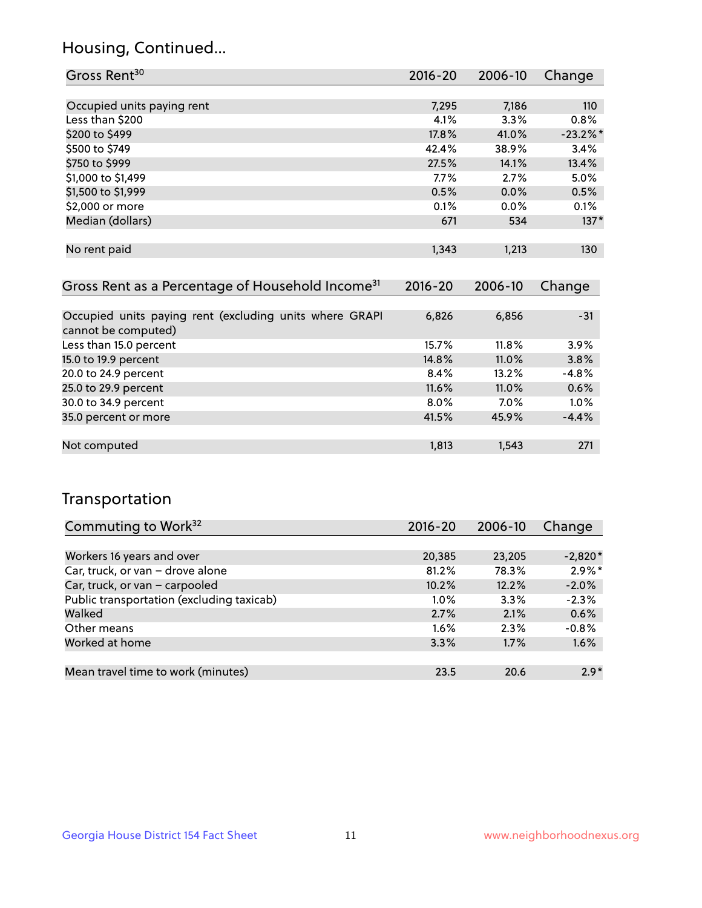## Housing, Continued...

| Gross Rent[30] | 2016-20 | 2006-10 | Change |
|---|---|---|---|
| Occupied units paying rent | 7,295 | 7,186 | 110 |
| Less than $200 | 4.1% | 3.3% | 0.8% |
| $200 to $499 | 17.8% | 41.0% | -23.2%* |
| $500 to $749 | 42.4% | 38.9% | 3.4% |
| $750 to $999 | 27.5% | 14.1% | 13.4% |
| $1,000 to $1,499 | 7.7% | 2.7% | 5.0% |
| $1,500 to $1,999 | 0.5% | 0.0% | 0.5% |
| $2,000 or more | 0.1% | 0.0% | 0.1% |
| Median (dollars) | 671 | 534 | 137* |
| No rent paid | 1,343 | 1,213 | 130 |

| Gross Rent as a Percentage of Household Income[31] | 2016-20 | 2006-10 | Change |
|---|---|---|---|
| Occupied units paying rent (excluding units where GRAPI cannot be computed) | 6,826 | 6,856 | -31 |
| Less than 15.0 percent | 15.7% | 11.8% | 3.9% |
| 15.0 to 19.9 percent | 14.8% | 11.0% | 3.8% |
| 20.0 to 24.9 percent | 8.4% | 13.2% | -4.8% |
| 25.0 to 29.9 percent | 11.6% | 11.0% | 0.6% |
| 30.0 to 34.9 percent | 8.0% | 7.0% | 1.0% |
| 35.0 percent or more | 41.5% | 45.9% | -4.4% |
| Not computed | 1,813 | 1,543 | 271 |

## Transportation

| Commuting to Work[32] | 2016-20 | 2006-10 | Change |
|---|---|---|---|
| Workers 16 years and over | 20,385 | 23,205 | -2,820* |
| Car, truck, or van – drove alone | 81.2% | 78.3% | 2.9%* |
| Car, truck, or van – carpooled | 10.2% | 12.2% | -2.0% |
| Public transportation (excluding taxicab) | 1.0% | 3.3% | -2.3% |
| Walked | 2.7% | 2.1% | 0.6% |
| Other means | 1.6% | 2.3% | -0.8% |
| Worked at home | 3.3% | 1.7% | 1.6% |
| Mean travel time to work (minutes) | 23.5 | 20.6 | 2.9* |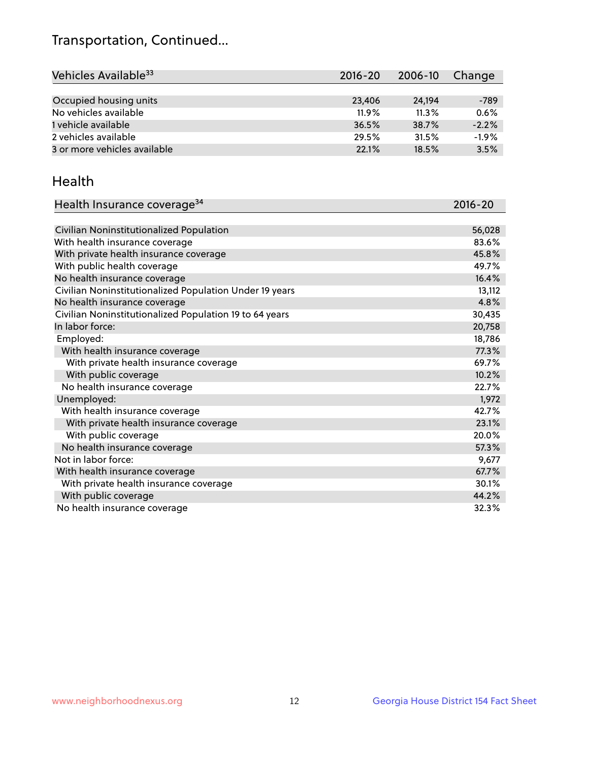## Transportation, Continued...

| Vehicles Available[33] | 2016-20 | 2006-10 | Change |
|---|---|---|---|
| Occupied housing units | 23,406 | 24,194 | -789 |
| No vehicles available | 11.9% | 11.3% | 0.6% |
| 1 vehicle available | 36.5% | 38.7% | -2.2% |
| 2 vehicles available | 29.5% | 31.5% | -1.9% |
| 3 or more vehicles available | 22.1% | 18.5% | 3.5% |

## Health

| Health Insurance coverage[34] | 2016-20 |
|---|---|
| Civilian Noninstitutionalized Population | 56,028 |
| With health insurance coverage | 83.6% |
| With private health insurance coverage | 45.8% |
| With public health coverage | 49.7% |
| No health insurance coverage | 16.4% |
| Civilian Noninstitutionalized Population Under 19 years | 13,112 |
| No health insurance coverage | 4.8% |
| Civilian Noninstitutionalized Population 19 to 64 years | 30,435 |
| In labor force: | 20,758 |
| Employed: | 18,786 |
| With health insurance coverage | 77.3% |
| With private health insurance coverage | 69.7% |
| With public coverage | 10.2% |
| No health insurance coverage | 22.7% |
| Unemployed: | 1,972 |
| With health insurance coverage | 42.7% |
| With private health insurance coverage | 23.1% |
| With public coverage | 20.0% |
| No health insurance coverage | 57.3% |
| Not in labor force: | 9,677 |
| With health insurance coverage | 67.7% |
| With private health insurance coverage | 30.1% |
| With public coverage | 44.2% |
| No health insurance coverage | 32.3% |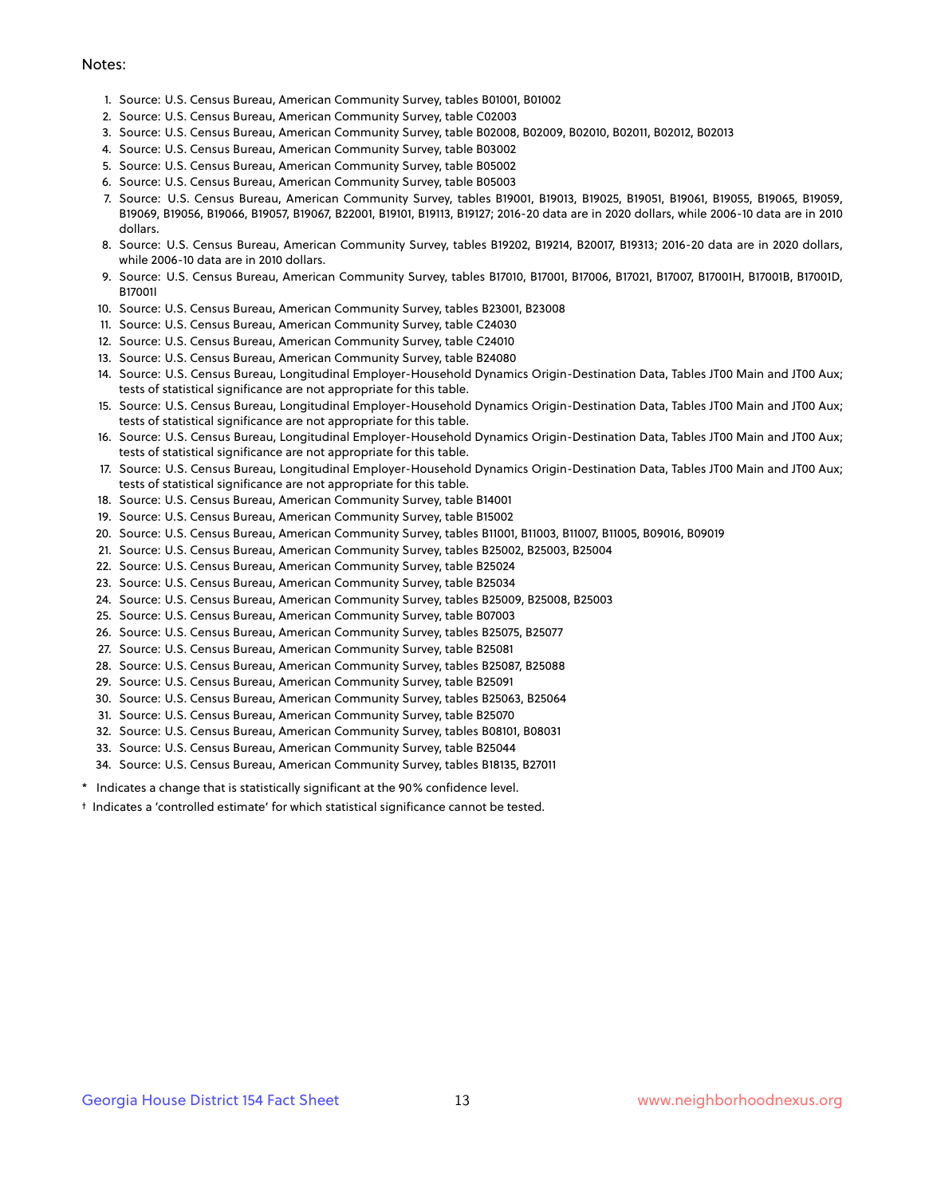Notes:

1. Source: U.S. Census Bureau, American Community Survey, tables B01001, B01002
2. Source: U.S. Census Bureau, American Community Survey, table C02003
3. Source: U.S. Census Bureau, American Community Survey, table B02008, B02009, B02010, B02011, B02012, B02013
4. Source: U.S. Census Bureau, American Community Survey, table B03002
5. Source: U.S. Census Bureau, American Community Survey, table B05002
6. Source: U.S. Census Bureau, American Community Survey, table B05003
7. Source: U.S. Census Bureau, American Community Survey, tables B19001, B19013, B19025, B19051, B19061, B19055, B19065, B19059, B19069, B19056, B19066, B19057, B19067, B22001, B19101, B19113, B19127; 2016-20 data are in 2020 dollars, while 2006-10 data are in 2010 dollars.
8. Source: U.S. Census Bureau, American Community Survey, tables B19202, B19214, B20017, B19313; 2016-20 data are in 2020 dollars, while 2006-10 data are in 2010 dollars.
9. Source: U.S. Census Bureau, American Community Survey, tables B17010, B17001, B17006, B17021, B17007, B17001H, B17001B, B17001D, B17001I
10. Source: U.S. Census Bureau, American Community Survey, tables B23001, B23008
11. Source: U.S. Census Bureau, American Community Survey, table C24030
12. Source: U.S. Census Bureau, American Community Survey, table C24010
13. Source: U.S. Census Bureau, American Community Survey, table B24080
14. Source: U.S. Census Bureau, Longitudinal Employer-Household Dynamics Origin-Destination Data, Tables JT00 Main and JT00 Aux; tests of statistical significance are not appropriate for this table.
15. Source: U.S. Census Bureau, Longitudinal Employer-Household Dynamics Origin-Destination Data, Tables JT00 Main and JT00 Aux; tests of statistical significance are not appropriate for this table.
16. Source: U.S. Census Bureau, Longitudinal Employer-Household Dynamics Origin-Destination Data, Tables JT00 Main and JT00 Aux; tests of statistical significance are not appropriate for this table.
17. Source: U.S. Census Bureau, Longitudinal Employer-Household Dynamics Origin-Destination Data, Tables JT00 Main and JT00 Aux; tests of statistical significance are not appropriate for this table.
18. Source: U.S. Census Bureau, American Community Survey, table B14001
19. Source: U.S. Census Bureau, American Community Survey, table B15002
20. Source: U.S. Census Bureau, American Community Survey, tables B11001, B11003, B11007, B11005, B09016, B09019
21. Source: U.S. Census Bureau, American Community Survey, tables B25002, B25003, B25004
22. Source: U.S. Census Bureau, American Community Survey, table B25024
23. Source: U.S. Census Bureau, American Community Survey, table B25034
24. Source: U.S. Census Bureau, American Community Survey, tables B25009, B25008, B25003
25. Source: U.S. Census Bureau, American Community Survey, table B07003
26. Source: U.S. Census Bureau, American Community Survey, tables B25075, B25077
27. Source: U.S. Census Bureau, American Community Survey, table B25081
28. Source: U.S. Census Bureau, American Community Survey, tables B25087, B25088
29. Source: U.S. Census Bureau, American Community Survey, table B25091
30. Source: U.S. Census Bureau, American Community Survey, tables B25063, B25064
31. Source: U.S. Census Bureau, American Community Survey, table B25070
32. Source: U.S. Census Bureau, American Community Survey, tables B08101, B08031
33. Source: U.S. Census Bureau, American Community Survey, table B25044
34. Source: U.S. Census Bureau, American Community Survey, tables B18135, B27011

\* Indicates a change that is statistically significant at the 90% confidence level.

† Indicates a 'controlled estimate' for which statistical significance cannot be tested.